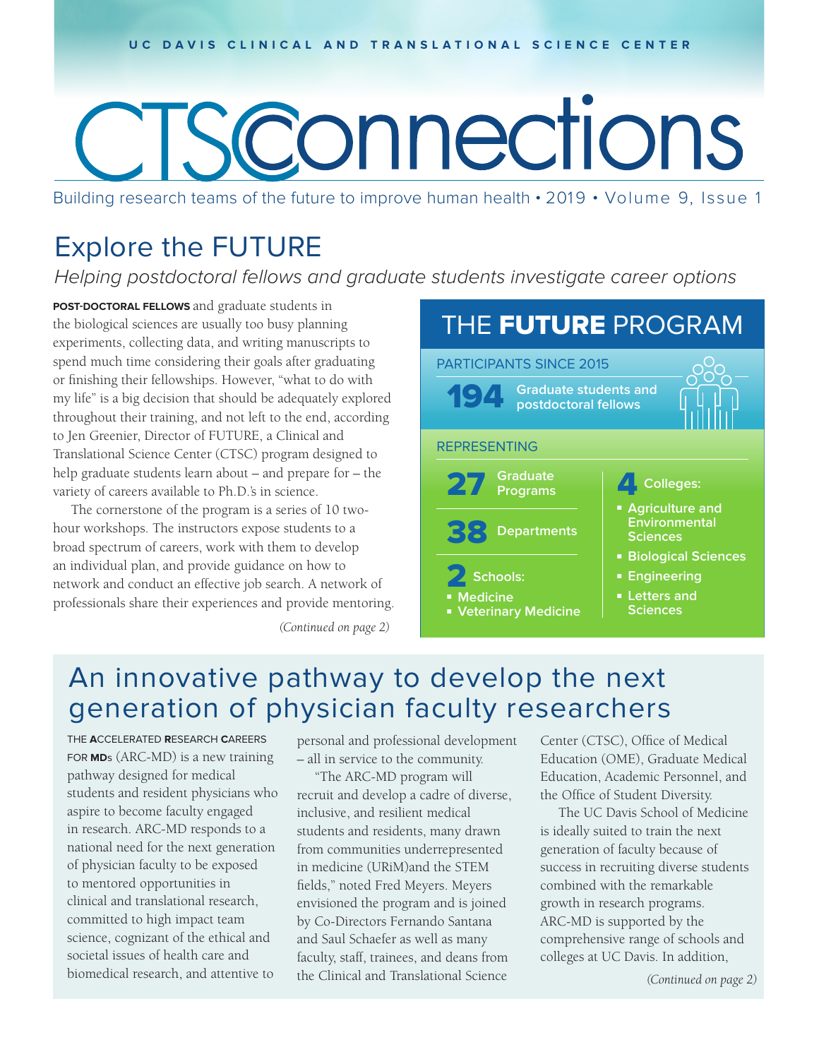UC DAVIS CLINICAL AND TRANSLATIONAL SCIENCE CENTER

# CTSConnections

Building research teams of the future to improve human health • 2019 • Volume 9, Issue 1

## Explore the FUTURE

*Helping postdoctoral fellows and graduate students investigate career options*

**POST-DOCTORAL FELLOWS** and graduate students in the biological sciences are usually too busy planning experiments, collecting data, and writing manuscripts to spend much time considering their goals after graduating or finishing their fellowships. However, "what to do with my life" is a big decision that should be adequately explored throughout their training, and not left to the end, according to Jen Greenier, Director of FUTURE, a Clinical and Translational Science Center (CTSC) program designed to help graduate students learn about – and prepare for – the variety of careers available to Ph.D.'s in science.

The cornerstone of the program is a series of 10 two-hour workshops. The instructors expose students to a broad spectrum of careers, work with them to develop an individual plan, and provide guidance on how to network and conduct an effective job search. A network of professionals share their experiences and provide mentoring.

*(Continued on page 2)*

### THE **FUTURE** PROGRAM

PARTICIPANTS SINCE 2015

**194** Graduate students and postdoctoral fellows

REPRESENTING

**27** Graduate Programs

**38** Departments

**2** Schools:
- Medicine
- Veterinary Medicine

**4** Colleges:
- Agriculture and Environmental Sciences
- Biological Sciences
- Engineering
- Letters and Sciences

## An innovative pathway to develop the next generation of physician faculty researchers

THE **A**CCELERATED **R**ESEARCH **C**AREERS FOR **MD**s (ARC-MD) is a new training pathway designed for medical students and resident physicians who aspire to become faculty engaged in research. ARC-MD responds to a national need for the next generation of physician faculty to be exposed to mentored opportunities in clinical and translational research, committed to high impact team science, cognizant of the ethical and societal issues of health care and biomedical research, and attentive to personal and professional development – all in service to the community.

"The ARC-MD program will recruit and develop a cadre of diverse, inclusive, and resilient medical students and residents, many drawn from communities underrepresented in medicine (URiM)and the STEM fields," noted Fred Meyers. Meyers envisioned the program and is joined by Co-Directors Fernando Santana and Saul Schaefer as well as many faculty, staff, trainees, and deans from the Clinical and Translational Science Center (CTSC), Office of Medical Education (OME), Graduate Medical Education, Academic Personnel, and the Office of Student Diversity.

The UC Davis School of Medicine is ideally suited to train the next generation of faculty because of success in recruiting diverse students combined with the remarkable growth in research programs. ARC-MD is supported by the comprehensive range of schools and colleges at UC Davis. In addition,

*(Continued on page 2)*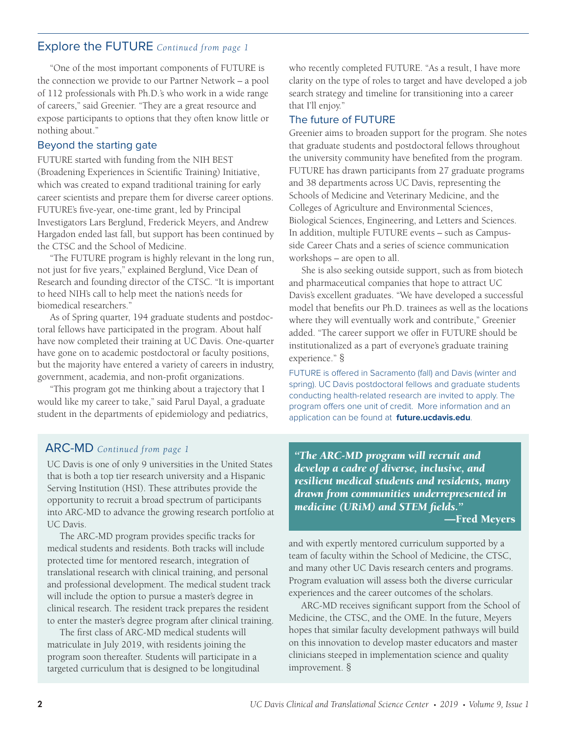## Explore the FUTURE *Continued from page 1*

"One of the most important components of FUTURE is the connection we provide to our Partner Network – a pool of 112 professionals with Ph.D.'s who work in a wide range of careers," said Greenier. "They are a great resource and expose participants to options that they often know little or nothing about."

### Beyond the starting gate

FUTURE started with funding from the NIH BEST (Broadening Experiences in Scientific Training) Initiative, which was created to expand traditional training for early career scientists and prepare them for diverse career options. FUTURE's five-year, one-time grant, led by Principal Investigators Lars Berglund, Frederick Meyers, and Andrew Hargadon ended last fall, but support has been continued by the CTSC and the School of Medicine.

"The FUTURE program is highly relevant in the long run, not just for five years," explained Berglund, Vice Dean of Research and founding director of the CTSC. "It is important to heed NIH's call to help meet the nation's needs for biomedical researchers."

As of Spring quarter, 194 graduate students and postdoctoral fellows have participated in the program. About half have now completed their training at UC Davis. One-quarter have gone on to academic postdoctoral or faculty positions, but the majority have entered a variety of careers in industry, government, academia, and non-profit organizations.

"This program got me thinking about a trajectory that I would like my career to take," said Parul Dayal, a graduate student in the departments of epidemiology and pediatrics, who recently completed FUTURE. "As a result, I have more clarity on the type of roles to target and have developed a job search strategy and timeline for transitioning into a career that I'll enjoy."

### The future of FUTURE

Greenier aims to broaden support for the program. She notes that graduate students and postdoctoral fellows throughout the university community have benefited from the program. FUTURE has drawn participants from 27 graduate programs and 38 departments across UC Davis, representing the Schools of Medicine and Veterinary Medicine, and the Colleges of Agriculture and Environmental Sciences, Biological Sciences, Engineering, and Letters and Sciences. In addition, multiple FUTURE events – such as Campus-side Career Chats and a series of science communication workshops – are open to all.

She is also seeking outside support, such as from biotech and pharmaceutical companies that hope to attract UC Davis's excellent graduates. "We have developed a successful model that benefits our Ph.D. trainees as well as the locations where they will eventually work and contribute," Greenier added. "The career support we offer in FUTURE should be institutionalized as a part of everyone's graduate training experience." §

FUTURE is offered in Sacramento (fall) and Davis (winter and spring). UC Davis postdoctoral fellows and graduate students conducting health-related research are invited to apply. The program offers one unit of credit. More information and an application can be found at **future.ucdavis.edu**.

## ARC-MD *Continued from page 1*

UC Davis is one of only 9 universities in the United States that is both a top tier research university and a Hispanic Serving Institution (HSI). These attributes provide the opportunity to recruit a broad spectrum of participants into ARC-MD to advance the growing research portfolio at UC Davis.

The ARC-MD program provides specific tracks for medical students and residents. Both tracks will include protected time for mentored research, integration of translational research with clinical training, and personal and professional development. The medical student track will include the option to pursue a master's degree in clinical research. The resident track prepares the resident to enter the master's degree program after clinical training.

The first class of ARC-MD medical students will matriculate in July 2019, with residents joining the program soon thereafter. Students will participate in a targeted curriculum that is designed to be longitudinal and with expertly mentored curriculum supported by a team of faculty within the School of Medicine, the CTSC, and many other UC Davis research centers and programs. Program evaluation will assess both the diverse curricular experiences and the career outcomes of the scholars.

> ***"The ARC-MD program will recruit and develop a cadre of diverse, inclusive, and resilient medical students and residents, many drawn from communities underrepresented in medicine (URiM) and STEM fields."***
> **—Fred Meyers**

ARC-MD receives significant support from the School of Medicine, the CTSC, and the OME. In the future, Meyers hopes that similar faculty development pathways will build on this innovation to develop master educators and master clinicians steeped in implementation science and quality improvement. §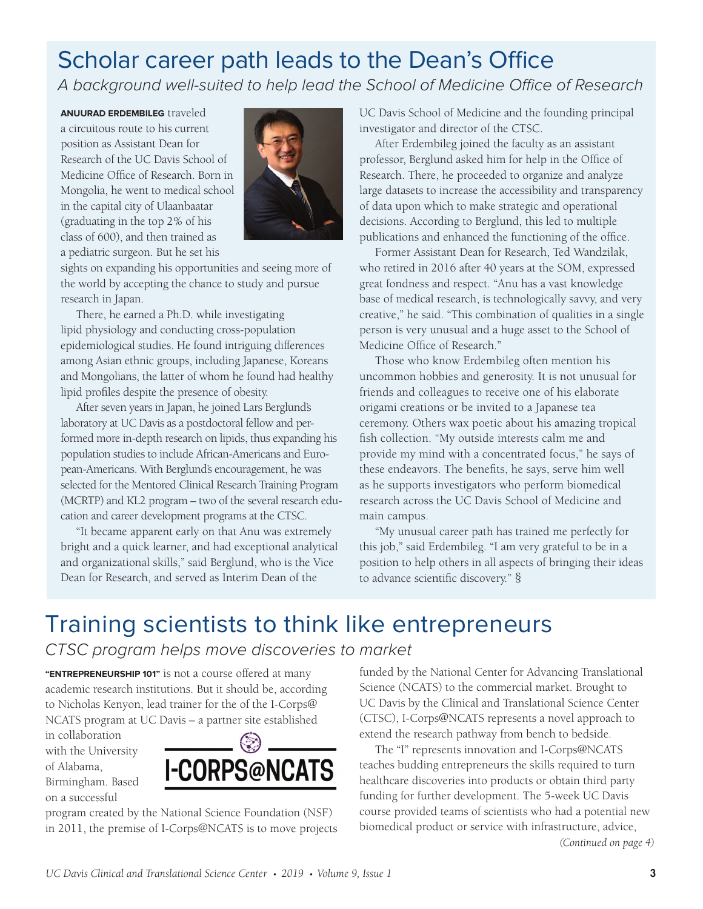# Scholar career path leads to the Dean's Office

*A background well-suited to help lead the School of Medicine Office of Research*

**ANUURAD ERDEMBILEG** traveled a circuitous route to his current position as Assistant Dean for Research of the UC Davis School of Medicine Office of Research. Born in Mongolia, he went to medical school in the capital city of Ulaanbaatar (graduating in the top 2% of his class of 600), and then trained as a pediatric surgeon. But he set his sights on expanding his opportunities and seeing more of the world by accepting the chance to study and pursue research in Japan.

There, he earned a Ph.D. while investigating lipid physiology and conducting cross-population epidemiological studies. He found intriguing differences among Asian ethnic groups, including Japanese, Koreans and Mongolians, the latter of whom he found had healthy lipid profiles despite the presence of obesity.

After seven years in Japan, he joined Lars Berglund's laboratory at UC Davis as a postdoctoral fellow and performed more in-depth research on lipids, thus expanding his population studies to include African-Americans and European-Americans. With Berglund's encouragement, he was selected for the Mentored Clinical Research Training Program (MCRTP) and KL2 program – two of the several research education and career development programs at the CTSC.

"It became apparent early on that Anu was extremely bright and a quick learner, and had exceptional analytical and organizational skills," said Berglund, who is the Vice Dean for Research, and served as Interim Dean of the UC Davis School of Medicine and the founding principal investigator and director of the CTSC.

After Erdembileg joined the faculty as an assistant professor, Berglund asked him for help in the Office of Research. There, he proceeded to organize and analyze large datasets to increase the accessibility and transparency of data upon which to make strategic and operational decisions. According to Berglund, this led to multiple publications and enhanced the functioning of the office.

Former Assistant Dean for Research, Ted Wandzilak, who retired in 2016 after 40 years at the SOM, expressed great fondness and respect. "Anu has a vast knowledge base of medical research, is technologically savvy, and very creative," he said. "This combination of qualities in a single person is very unusual and a huge asset to the School of Medicine Office of Research."

Those who know Erdembileg often mention his uncommon hobbies and generosity. It is not unusual for friends and colleagues to receive one of his elaborate origami creations or be invited to a Japanese tea ceremony. Others wax poetic about his amazing tropical fish collection. "My outside interests calm me and provide my mind with a concentrated focus," he says of these endeavors. The benefits, he says, serve him well as he supports investigators who perform biomedical research across the UC Davis School of Medicine and main campus.

"My unusual career path has trained me perfectly for this job," said Erdembileg. "I am very grateful to be in a position to help others in all aspects of bringing their ideas to advance scientific discovery." §

# Training scientists to think like entrepreneurs

*CTSC program helps move discoveries to market*

**"ENTREPRENEURSHIP 101"** is not a course offered at many academic research institutions. But it should be, according to Nicholas Kenyon, lead trainer for the of the I-Corps@NCATS program at UC Davis – a partner site established in collaboration with the University of Alabama, Birmingham. Based on a successful program created by the National Science Foundation (NSF) in 2011, the premise of I-Corps@NCATS is to move projects funded by the National Center for Advancing Translational Science (NCATS) to the commercial market. Brought to UC Davis by the Clinical and Translational Science Center (CTSC), I-Corps@NCATS represents a novel approach to extend the research pathway from bench to bedside.

I-CORPS@NCATS

The "I" represents innovation and I-Corps@NCATS teaches budding entrepreneurs the skills required to turn healthcare discoveries into products or obtain third party funding for further development. The 5-week UC Davis course provided teams of scientists who had a potential new biomedical product or service with infrastructure, advice,

*(Continued on page 4)*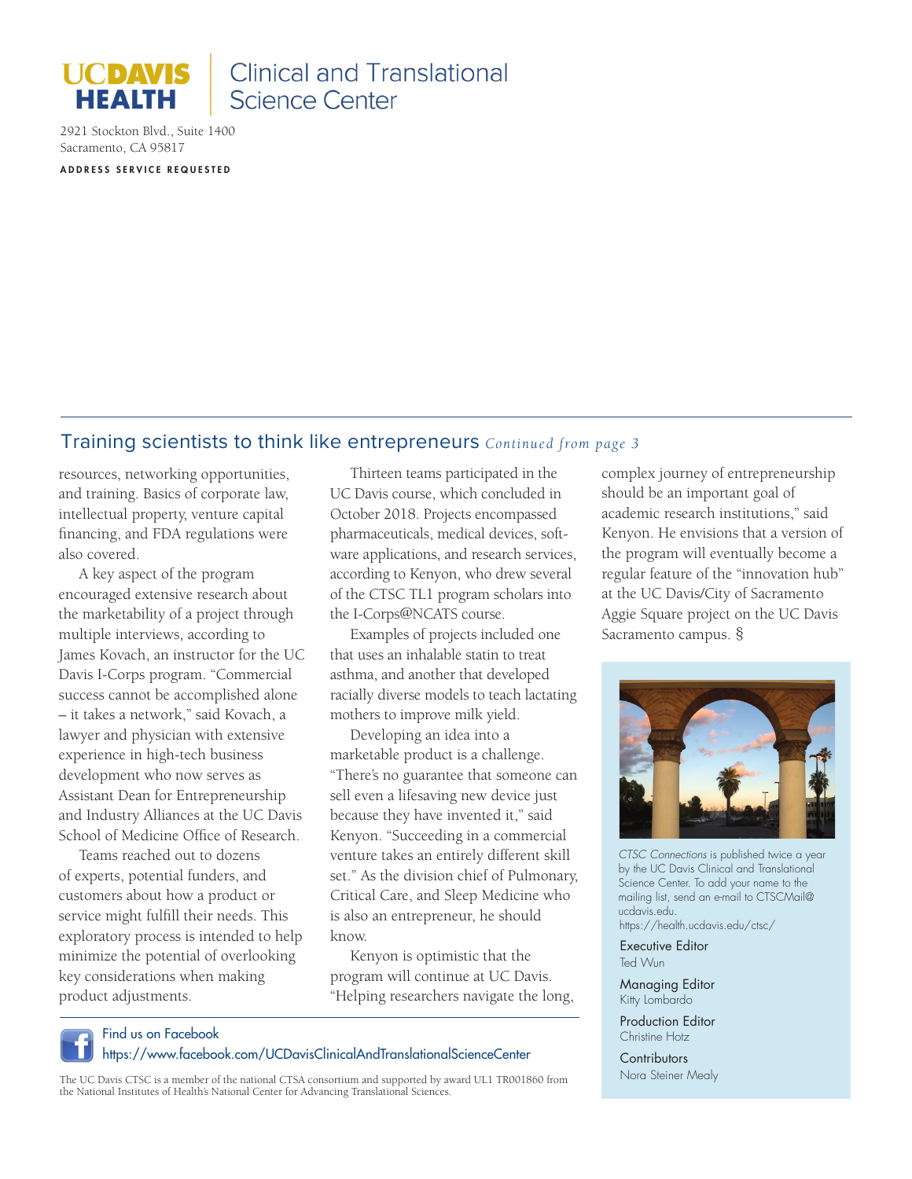**UC DAVIS HEALTH** | Clinical and Translational Science Center

2921 Stockton Blvd., Suite 1400
Sacramento, CA 95817

ADDRESS SERVICE REQUESTED

## Training scientists to think like entrepreneurs *Continued from page 3*

resources, networking opportunities, and training. Basics of corporate law, intellectual property, venture capital financing, and FDA regulations were also covered.

A key aspect of the program encouraged extensive research about the marketability of a project through multiple interviews, according to James Kovach, an instructor for the UC Davis I-Corps program. "Commercial success cannot be accomplished alone – it takes a network," said Kovach, a lawyer and physician with extensive experience in high-tech business development who now serves as Assistant Dean for Entrepreneurship and Industry Alliances at the UC Davis School of Medicine Office of Research.

Teams reached out to dozens of experts, potential funders, and customers about how a product or service might fulfill their needs. This exploratory process is intended to help minimize the potential of overlooking key considerations when making product adjustments.

Thirteen teams participated in the UC Davis course, which concluded in October 2018. Projects encompassed pharmaceuticals, medical devices, software applications, and research services, according to Kenyon, who drew several of the CTSC TL1 program scholars into the I-Corps@NCATS course.

Examples of projects included one that uses an inhalable statin to treat asthma, and another that developed racially diverse models to teach lactating mothers to improve milk yield.

Developing an idea into a marketable product is a challenge. "There's no guarantee that someone can sell even a lifesaving new device just because they have invented it," said Kenyon. "Succeeding in a commercial venture takes an entirely different skill set." As the division chief of Pulmonary, Critical Care, and Sleep Medicine who is also an entrepreneur, he should know.

Kenyon is optimistic that the program will continue at UC Davis. "Helping researchers navigate the long, complex journey of entrepreneurship should be an important goal of academic research institutions," said Kenyon. He envisions that a version of the program will eventually become a regular feature of the "innovation hub" at the UC Davis/City of Sacramento Aggie Square project on the UC Davis Sacramento campus. §

Find us on Facebook
https://www.facebook.com/UCDavisClinicalAndTranslationalScienceCenter

The UC Davis CTSC is a member of the national CTSA consortium and supported by award UL1 TR001860 from the National Institutes of Health's National Center for Advancing Translational Sciences.

*CTSC Connections* is published twice a year by the UC Davis Clinical and Translational Science Center. To add your name to the mailing list, send an e-mail to CTSCMail@ucdavis.edu.
https://health.ucdavis.edu/ctsc/

Executive Editor
Ted Wun

Managing Editor
Kitty Lombardo

Production Editor
Christine Hotz

Contributors
Nora Steiner Mealy